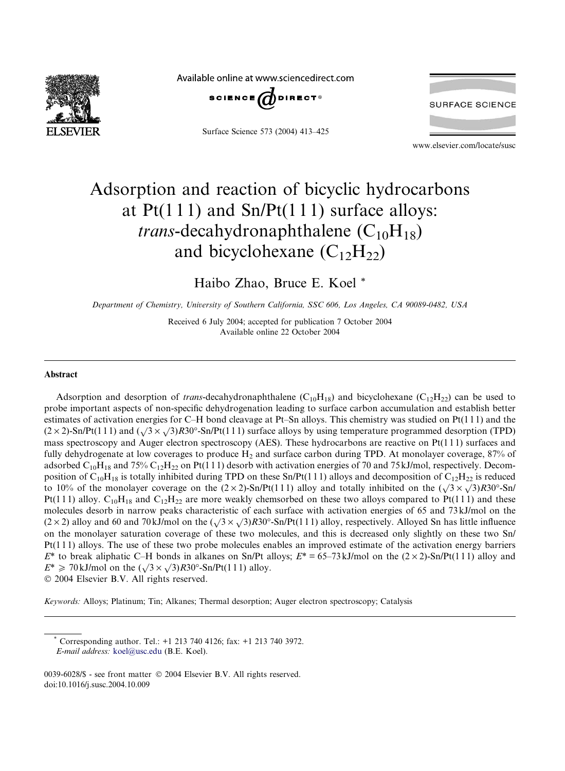Available online at www.sciencedirect.com

SCIENCE DIRECT®

SURFACE SCIENCE

www.elsevier.com/locate/susc

# Adsorption and reaction of bicyclic hydrocarbons at Pt(1 1 1) and Sn/Pt(1 1 1) surface alloys: *trans*-decahydronaphthalene ($C_{10}H_{18}$) and bicyclohexane ($C_{12}H_{22}$)

Haibo Zhao, Bruce E. Koel *

*Department of Chemistry, University of Southern California, SSC 606, Los Angeles, CA 90089-0482, USA*

Received 6 July 2004; accepted for publication 7 October 2004
Available online 22 October 2004

## Abstract

Adsorption and desorption of *trans*-decahydronaphthalene ($C_{10}H_{18}$) and bicyclohexane ($C_{12}H_{22}$) can be used to probe important aspects of non-specific dehydrogenation leading to surface carbon accumulation and establish better estimates of activation energies for C–H bond cleavage at Pt–Sn alloys. This chemistry was studied on Pt(1 1 1) and the $(2 \times 2)$-Sn/Pt(1 1 1) and $(\sqrt{3} \times \sqrt{3})R30°$-Sn/Pt(1 1 1) surface alloys by using temperature programmed desorption (TPD) mass spectroscopy and Auger electron spectroscopy (AES). These hydrocarbons are reactive on Pt(1 1 1) surfaces and fully dehydrogenate at low coverages to produce $H_2$ and surface carbon during TPD. At monolayer coverage, 87% of adsorbed $C_{10}H_{18}$ and 75% $C_{12}H_{22}$ on Pt(1 1 1) desorb with activation energies of 70 and 75 kJ/mol, respectively. Decomposition of $C_{10}H_{18}$ is totally inhibited during TPD on these Sn/Pt(1 1 1) alloys and decomposition of $C_{12}H_{22}$ is reduced to 10% of the monolayer coverage on the $(2 \times 2)$-Sn/Pt(1 1 1) alloy and totally inhibited on the $(\sqrt{3} \times \sqrt{3})R30°$-Sn/Pt(1 1 1) alloy. $C_{10}H_{18}$ and $C_{12}H_{22}$ are more weakly chemsorbed on these two alloys compared to Pt(1 1 1) and these molecules desorb in narrow peaks characteristic of each surface with activation energies of 65 and 73 kJ/mol on the $(2 \times 2)$ alloy and 60 and 70 kJ/mol on the $(\sqrt{3} \times \sqrt{3})R30°$-Sn/Pt(1 1 1) alloy, respectively. Alloyed Sn has little influence on the monolayer saturation coverage of these two molecules, and this is decreased only slightly on these two Sn/Pt(1 1 1) alloys. The use of these two probe molecules enables an improved estimate of the activation energy barriers $E^*$ to break aliphatic C–H bonds in alkanes on Sn/Pt alloys; $E^* = 65$–$73$ kJ/mol on the $(2 \times 2)$-Sn/Pt(1 1 1) alloy and $E^* \geqslant 70$ kJ/mol on the $(\sqrt{3} \times \sqrt{3})R30°$-Sn/Pt(1 1 1) alloy.
© 2004 Elsevier B.V. All rights reserved.

*Keywords:* Alloys; Platinum; Tin; Alkanes; Thermal desorption; Auger electron spectroscopy; Catalysis

---

* Corresponding author. Tel.: +1 213 740 4126; fax: +1 213 740 3972.
*E-mail address:* koel@usc.edu (B.E. Koel).

0039-6028/$ - see front matter © 2004 Elsevier B.V. All rights reserved.
doi:10.1016/j.susc.2004.10.009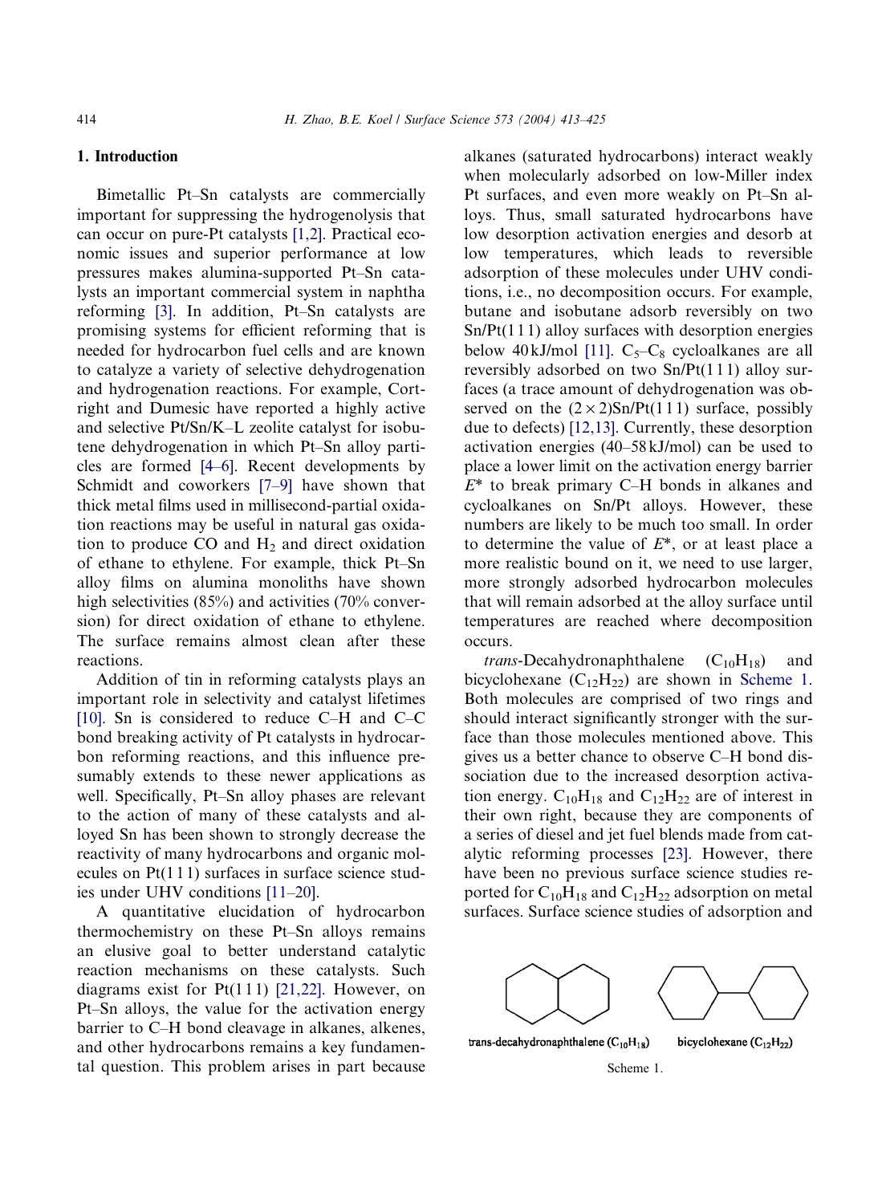## 1. Introduction

Bimetallic Pt–Sn catalysts are commercially important for suppressing the hydrogenolysis that can occur on pure-Pt catalysts [1,2]. Practical economic issues and superior performance at low pressures makes alumina-supported Pt–Sn catalysts an important commercial system in naphtha reforming [3]. In addition, Pt–Sn catalysts are promising systems for efficient reforming that is needed for hydrocarbon fuel cells and are known to catalyze a variety of selective dehydrogenation and hydrogenation reactions. For example, Cortright and Dumesic have reported a highly active and selective Pt/Sn/K–L zeolite catalyst for isobutene dehydrogenation in which Pt–Sn alloy particles are formed [4–6]. Recent developments by Schmidt and coworkers [7–9] have shown that thick metal films used in millisecond-partial oxidation reactions may be useful in natural gas oxidation to produce CO and $H_2$ and direct oxidation of ethane to ethylene. For example, thick Pt–Sn alloy films on alumina monoliths have shown high selectivities (85%) and activities (70% conversion) for direct oxidation of ethane to ethylene. The surface remains almost clean after these reactions.

Addition of tin in reforming catalysts plays an important role in selectivity and catalyst lifetimes [10]. Sn is considered to reduce C–H and C–C bond breaking activity of Pt catalysts in hydrocarbon reforming reactions, and this influence presumably extends to these newer applications as well. Specifically, Pt–Sn alloy phases are relevant to the action of many of these catalysts and alloyed Sn has been shown to strongly decrease the reactivity of many hydrocarbons and organic molecules on Pt(111) surfaces in surface science studies under UHV conditions [11–20].

A quantitative elucidation of hydrocarbon thermochemistry on these Pt–Sn alloys remains an elusive goal to better understand catalytic reaction mechanisms on these catalysts. Such diagrams exist for Pt(111) [21,22]. However, on Pt–Sn alloys, the value for the activation energy barrier to C–H bond cleavage in alkanes, alkenes, and other hydrocarbons remains a key fundamental question. This problem arises in part because alkanes (saturated hydrocarbons) interact weakly when molecularly adsorbed on low-Miller index Pt surfaces, and even more weakly on Pt–Sn alloys. Thus, small saturated hydrocarbons have low desorption activation energies and desorb at low temperatures, which leads to reversible adsorption of these molecules under UHV conditions, i.e., no decomposition occurs. For example, butane and isobutane adsorb reversibly on two Sn/Pt(111) alloy surfaces with desorption energies below 40 kJ/mol [11]. $C_5$–$C_8$ cycloalkanes are all reversibly adsorbed on two Sn/Pt(111) alloy surfaces (a trace amount of dehydrogenation was observed on the $(2\times2)$Sn/Pt(111) surface, possibly due to defects) [12,13]. Currently, these desorption activation energies (40–58 kJ/mol) can be used to place a lower limit on the activation energy barrier $E^*$ to break primary C–H bonds in alkanes and cycloalkanes on Sn/Pt alloys. However, these numbers are likely to be much too small. In order to determine the value of $E^*$, or at least place a more realistic bound on it, we need to use larger, more strongly adsorbed hydrocarbon molecules that will remain adsorbed at the alloy surface until temperatures are reached where decomposition occurs.

*trans*-Decahydronaphthalene ($C_{10}H_{18}$) and bicyclohexane ($C_{12}H_{22}$) are shown in Scheme 1. Both molecules are comprised of two rings and should interact significantly stronger with the surface than those molecules mentioned above. This gives us a better chance to observe C–H bond dissociation due to the increased desorption activation energy. $C_{10}H_{18}$ and $C_{12}H_{22}$ are of interest in their own right, because they are components of a series of diesel and jet fuel blends made from catalytic reforming processes [23]. However, there have been no previous surface science studies reported for $C_{10}H_{18}$ and $C_{12}H_{22}$ adsorption on metal surfaces. Surface science studies of adsorption and

trans-decahydronaphthalene ($C_{10}H_{18}$) bicyclohexane ($C_{12}H_{22}$)

Scheme 1.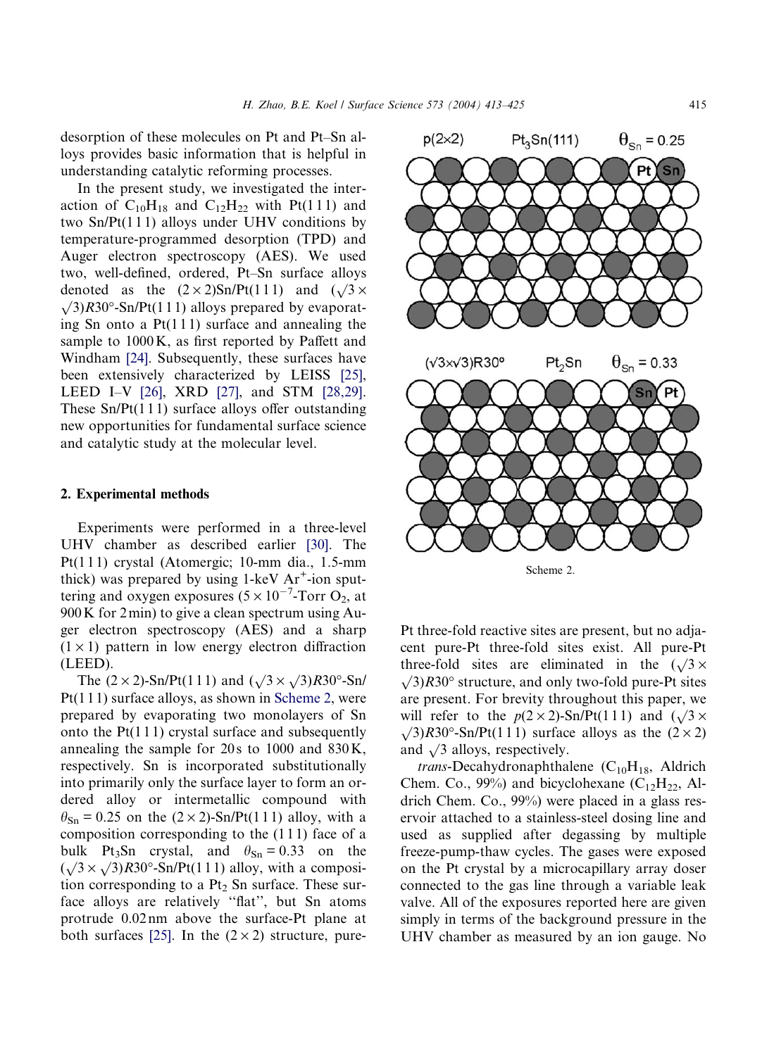desorption of these molecules on Pt and Pt–Sn alloys provides basic information that is helpful in understanding catalytic reforming processes.

In the present study, we investigated the interaction of $C_{10}H_{18}$ and $C_{12}H_{22}$ with Pt(111) and two Sn/Pt(111) alloys under UHV conditions by temperature-programmed desorption (TPD) and Auger electron spectroscopy (AES). We used two, well-defined, ordered, Pt–Sn surface alloys denoted as the $(2\times2)$Sn/Pt(111) and $(\sqrt{3}\times\sqrt{3})R30°$-Sn/Pt(111) alloys prepared by evaporating Sn onto a Pt(111) surface and annealing the sample to 1000 K, as first reported by Paffett and Windham [24]. Subsequently, these surfaces have been extensively characterized by LEISS [25], LEED I–V [26], XRD [27], and STM [28,29]. These Sn/Pt(111) surface alloys offer outstanding new opportunities for fundamental surface science and catalytic study at the molecular level.

## 2. Experimental methods

Experiments were performed in a three-level UHV chamber as described earlier [30]. The Pt(111) crystal (Atomergic; 10-mm dia., 1.5-mm thick) was prepared by using 1-keV $Ar^+$-ion sputtering and oxygen exposures ($5\times10^{-7}$-Torr $O_2$, at 900 K for 2 min) to give a clean spectrum using Auger electron spectroscopy (AES) and a sharp $(1\times1)$ pattern in low energy electron diffraction (LEED).

The $(2\times2)$-Sn/Pt(111) and $(\sqrt{3}\times\sqrt{3})R30°$-Sn/Pt(111) surface alloys, as shown in Scheme 2, were prepared by evaporating two monolayers of Sn onto the Pt(111) crystal surface and subsequently annealing the sample for 20 s to 1000 and 830 K, respectively. Sn is incorporated substitutionally into primarily only the surface layer to form an ordered alloy or intermetallic compound with $\theta_{Sn} = 0.25$ on the $(2\times2)$-Sn/Pt(111) alloy, with a composition corresponding to the (111) face of a bulk $Pt_3Sn$ crystal, and $\theta_{Sn} = 0.33$ on the $(\sqrt{3}\times\sqrt{3})R30°$-Sn/Pt(111) alloy, with a composition corresponding to a $Pt_2$ Sn surface. These surface alloys are relatively "flat", but Sn atoms protrude 0.02 nm above the surface-Pt plane at both surfaces [25]. In the $(2\times2)$ structure, pure-Pt three-fold reactive sites are present, but no adjacent pure-Pt three-fold sites exist. All pure-Pt three-fold sites are eliminated in the $(\sqrt{3}\times\sqrt{3})R30°$ structure, and only two-fold pure-Pt sites are present. For brevity throughout this paper, we will refer to the $p(2\times2)$-Sn/Pt(111) and $(\sqrt{3}\times\sqrt{3})R30°$-Sn/Pt(111) surface alloys as the $(2\times2)$ and $\sqrt{3}$ alloys, respectively.

p(2×2) Pt$_3$Sn(111) $\theta_{Sn} = 0.25$

$(\sqrt{3}\times\sqrt{3})R30°$ Pt$_2$Sn $\theta_{Sn} = 0.33$

Scheme 2.

*trans*-Decahydronaphthalene ($C_{10}H_{18}$, Aldrich Chem. Co., 99%) and bicyclohexane ($C_{12}H_{22}$, Aldrich Chem. Co., 99%) were placed in a glass reservoir attached to a stainless-steel dosing line and used as supplied after degassing by multiple freeze-pump-thaw cycles. The gases were exposed on the Pt crystal by a microcapillary array doser connected to the gas line through a variable leak valve. All of the exposures reported here are given simply in terms of the background pressure in the UHV chamber as measured by an ion gauge. No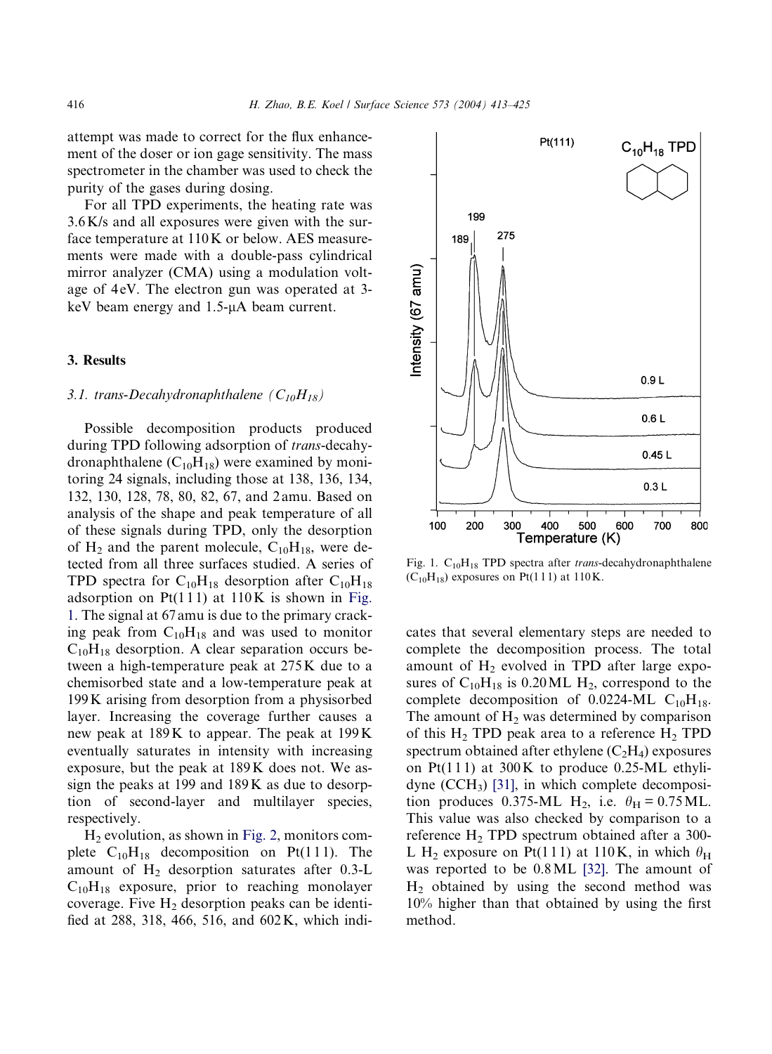attempt was made to correct for the flux enhancement of the doser or ion gage sensitivity. The mass spectrometer in the chamber was used to check the purity of the gases during dosing.

For all TPD experiments, the heating rate was 3.6 K/s and all exposures were given with the surface temperature at 110 K or below. AES measurements were made with a double-pass cylindrical mirror analyzer (CMA) using a modulation voltage of 4 eV. The electron gun was operated at 3-keV beam energy and 1.5-μA beam current.

## 3. Results

### 3.1. *trans*-Decahydronaphthalene ($C_{10}H_{18}$)

Possible decomposition products produced during TPD following adsorption of *trans*-decahydronaphthalene ($C_{10}H_{18}$) were examined by monitoring 24 signals, including those at 138, 136, 134, 132, 130, 128, 78, 80, 82, 67, and 2 amu. Based on analysis of the shape and peak temperature of all of these signals during TPD, only the desorption of $H_2$ and the parent molecule, $C_{10}H_{18}$, were detected from all three surfaces studied. A series of TPD spectra for $C_{10}H_{18}$ desorption after $C_{10}H_{18}$ adsorption on Pt(111) at 110 K is shown in Fig. 1. The signal at 67 amu is due to the primary cracking peak from $C_{10}H_{18}$ and was used to monitor $C_{10}H_{18}$ desorption. A clear separation occurs between a high-temperature peak at 275 K due to a chemisorbed state and a low-temperature peak at 199 K arising from desorption from a physisorbed layer. Increasing the coverage further causes a new peak at 189 K to appear. The peak at 199 K eventually saturates in intensity with increasing exposure, but the peak at 189 K does not. We assign the peaks at 199 and 189 K as due to desorption of second-layer and multilayer species, respectively.

$H_2$ evolution, as shown in Fig. 2, monitors complete $C_{10}H_{18}$ decomposition on Pt(111). The amount of $H_2$ desorption saturates after 0.3-L $C_{10}H_{18}$ exposure, prior to reaching monolayer coverage. Five $H_2$ desorption peaks can be identified at 288, 318, 466, 516, and 602 K, which indicates that several elementary steps are needed to complete the decomposition process. The total amount of $H_2$ evolved in TPD after large exposures of $C_{10}H_{18}$ is 0.20 ML $H_2$, correspond to the complete decomposition of 0.0224-ML $C_{10}H_{18}$. The amount of $H_2$ was determined by comparison of this $H_2$ TPD peak area to a reference $H_2$ TPD spectrum obtained after ethylene ($C_2H_4$) exposures on Pt(111) at 300 K to produce 0.25-ML ethylidyne ($CCH_3$) [31], in which complete decomposition produces 0.375-ML $H_2$, i.e. $\theta_H = 0.75$ ML. This value was also checked by comparison to a reference $H_2$ TPD spectrum obtained after a 300-L $H_2$ exposure on Pt(111) at 110 K, in which $\theta_H$ was reported to be 0.8 ML [32]. The amount of $H_2$ obtained by using the second method was 10% higher than that obtained by using the first method.

Fig. 1. $C_{10}H_{18}$ TPD spectra after *trans*-decahydronaphthalene ($C_{10}H_{18}$) exposures on Pt(111) at 110 K.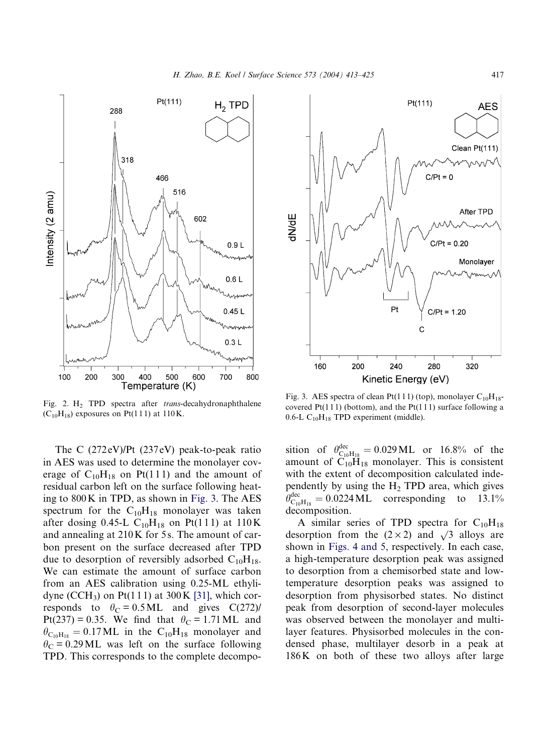Fig. 2. $H_2$ TPD spectra after *trans*-decahydronaphthalene ($C_{10}H_{18}$) exposures on Pt(1 1 1) at 110 K.

Fig. 3. AES spectra of clean Pt(1 1 1) (top), monolayer $C_{10}H_{18}$-covered Pt(1 1 1) (bottom), and the Pt(1 1 1) surface following a 0.6-L $C_{10}H_{18}$ TPD experiment (middle).

The C (272 eV)/Pt (237 eV) peak-to-peak ratio in AES was used to determine the monolayer coverage of $C_{10}H_{18}$ on Pt(1 1 1) and the amount of residual carbon left on the surface following heating to 800 K in TPD, as shown in Fig. 3. The AES spectrum for the $C_{10}H_{18}$ monolayer was taken after dosing 0.45-L $C_{10}H_{18}$ on Pt(1 1 1) at 110 K and annealing at 210 K for 5 s. The amount of carbon present on the surface decreased after TPD due to desorption of reversibly adsorbed $C_{10}H_{18}$. We can estimate the amount of surface carbon from an AES calibration using 0.25-ML ethylidyne ($CCH_3$) on Pt(1 1 1) at 300 K [31], which corresponds to $\theta_C = 0.5$ ML and gives C(272)/Pt(237) = 0.35. We find that $\theta_C = 1.71$ ML and $\theta_{C_{10}H_{18}} = 0.17$ ML in the $C_{10}H_{18}$ monolayer and $\theta_C = 0.29$ ML was left on the surface following TPD. This corresponds to the complete decomposition of $\theta^{dec}_{C_{10}H_{18}} = 0.029$ ML or 16.8% of the amount of $C_{10}H_{18}$ monolayer. This is consistent with the extent of decomposition calculated independently by using the $H_2$ TPD area, which gives $\theta^{dec}_{C_{10}H_{18}} = 0.0224$ ML corresponding to 13.1% decomposition.

A similar series of TPD spectra for $C_{10}H_{18}$ desorption from the (2 × 2) and $\sqrt{3}$ alloys are shown in Figs. 4 and 5, respectively. In each case, a high-temperature desorption peak was assigned to desorption from a chemisorbed state and low-temperature desorption peaks was assigned to desorption from physisorbed states. No distinct peak from desorption of second-layer molecules was observed between the monolayer and multilayer features. Physisorbed molecules in the condensed phase, multilayer desorb in a peak at 186 K on both of these two alloys after large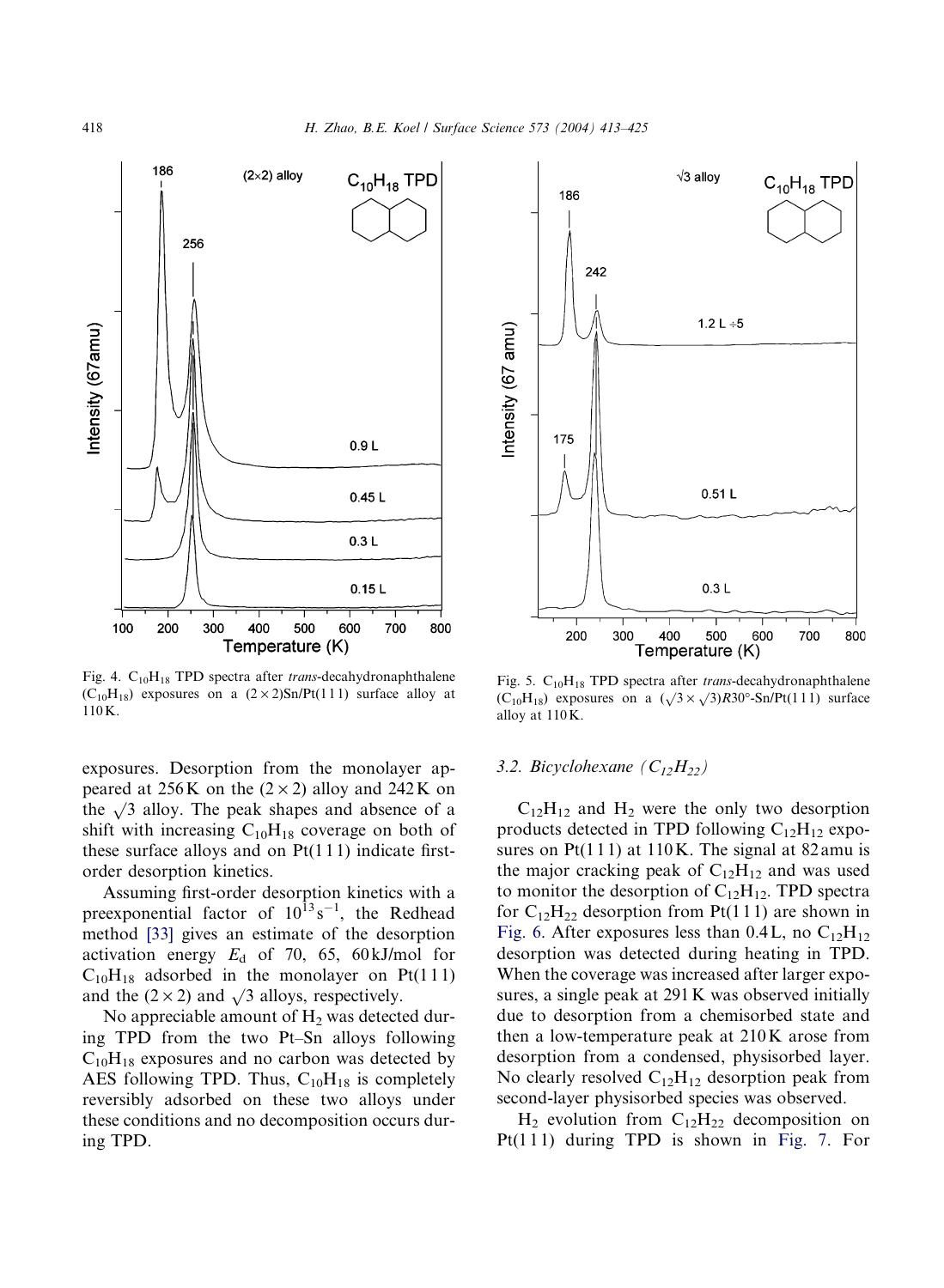Fig. 4. $C_{10}H_{18}$ TPD spectra after *trans*-decahydronaphthalene ($C_{10}H_{18}$) exposures on a $(2\times2)$Sn/Pt(111) surface alloy at 110 K.

Fig. 5. $C_{10}H_{18}$ TPD spectra after *trans*-decahydronaphthalene ($C_{10}H_{18}$) exposures on a $(\sqrt{3}\times\sqrt{3})R30°$-Sn/Pt(111) surface alloy at 110 K.

exposures. Desorption from the monolayer appeared at 256 K on the $(2\times2)$ alloy and 242 K on the $\sqrt{3}$ alloy. The peak shapes and absence of a shift with increasing $C_{10}H_{18}$ coverage on both of these surface alloys and on Pt(111) indicate first-order desorption kinetics.

Assuming first-order desorption kinetics with a preexponential factor of $10^{13}\,s^{-1}$, the Redhead method [33] gives an estimate of the desorption activation energy $E_d$ of 70, 65, 60 kJ/mol for $C_{10}H_{18}$ adsorbed in the monolayer on Pt(111) and the $(2\times2)$ and $\sqrt{3}$ alloys, respectively.

No appreciable amount of $H_2$ was detected during TPD from the two Pt–Sn alloys following $C_{10}H_{18}$ exposures and no carbon was detected by AES following TPD. Thus, $C_{10}H_{18}$ is completely reversibly adsorbed on these two alloys under these conditions and no decomposition occurs during TPD.

### 3.2. Bicyclohexane ($C_{12}H_{22}$)

$C_{12}H_{12}$ and $H_2$ were the only two desorption products detected in TPD following $C_{12}H_{12}$ exposures on Pt(111) at 110 K. The signal at 82 amu is the major cracking peak of $C_{12}H_{12}$ and was used to monitor the desorption of $C_{12}H_{12}$. TPD spectra for $C_{12}H_{22}$ desorption from Pt(111) are shown in Fig. 6. After exposures less than 0.4 L, no $C_{12}H_{12}$ desorption was detected during heating in TPD. When the coverage was increased after larger exposures, a single peak at 291 K was observed initially due to desorption from a chemisorbed state and then a low-temperature peak at 210 K arose from desorption from a condensed, physisorbed layer. No clearly resolved $C_{12}H_{12}$ desorption peak from second-layer physisorbed species was observed.

$H_2$ evolution from $C_{12}H_{22}$ decomposition on Pt(111) during TPD is shown in Fig. 7. For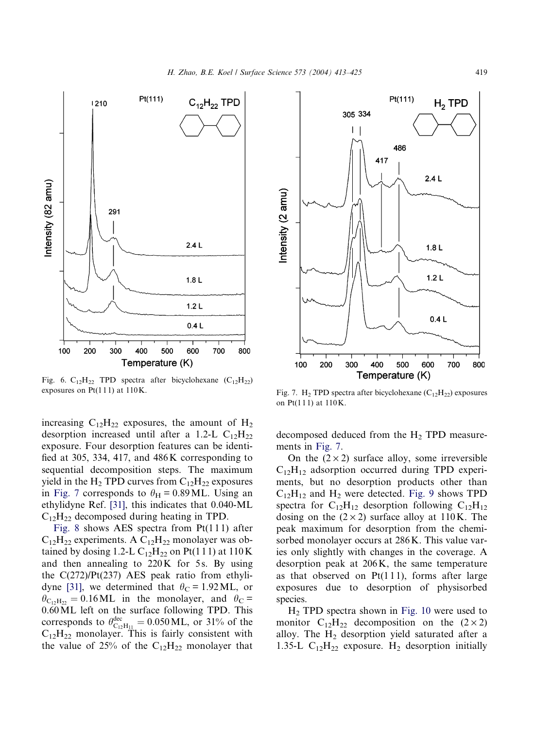Fig. 6. $C_{12}H_{22}$ TPD spectra after bicyclohexane ($C_{12}H_{22}$) exposures on Pt(111) at 110 K.

Fig. 7. $H_2$ TPD spectra after bicyclohexane ($C_{12}H_{22}$) exposures on Pt(111) at 110 K.

increasing $C_{12}H_{22}$ exposures, the amount of $H_2$ desorption increased until after a 1.2-L $C_{12}H_{22}$ exposure. Four desorption features can be identified at 305, 334, 417, and 486 K corresponding to sequential decomposition steps. The maximum yield in the $H_2$ TPD curves from $C_{12}H_{22}$ exposures in Fig. 7 corresponds to $\theta_H = 0.89$ ML. Using an ethylidyne Ref. [31], this indicates that 0.040-ML $C_{12}H_{22}$ decomposed during heating in TPD.

Fig. 8 shows AES spectra from Pt(111) after $C_{12}H_{22}$ experiments. A $C_{12}H_{22}$ monolayer was obtained by dosing 1.2-L $C_{12}H_{22}$ on Pt(111) at 110 K and then annealing to 220 K for 5 s. By using the C(272)/Pt(237) AES peak ratio from ethylidyne [31], we determined that $\theta_C = 1.92$ ML, or $\theta_{C_{12}H_{22}} = 0.16$ ML in the monolayer, and $\theta_C = 0.60$ ML left on the surface following TPD. This corresponds to $\theta^{dec}_{C_{12}H_{11}} = 0.050$ ML, or 31% of the $C_{12}H_{22}$ monolayer. This is fairly consistent with the value of 25% of the $C_{12}H_{22}$ monolayer that decomposed deduced from the $H_2$ TPD measurements in Fig. 7.

On the $(2\times2)$ surface alloy, some irreversible $C_{12}H_{12}$ adsorption occurred during TPD experiments, but no desorption products other than $C_{12}H_{12}$ and $H_2$ were detected. Fig. 9 shows TPD spectra for $C_{12}H_{12}$ desorption following $C_{12}H_{12}$ dosing on the $(2\times2)$ surface alloy at 110 K. The peak maximum for desorption from the chemisorbed monolayer occurs at 286 K. This value varies only slightly with changes in the coverage. A desorption peak at 206 K, the same temperature as that observed on Pt(111), forms after large exposures due to desorption of physisorbed species.

$H_2$ TPD spectra shown in Fig. 10 were used to monitor $C_{12}H_{22}$ decomposition on the $(2\times2)$ alloy. The $H_2$ desorption yield saturated after a 1.35-L $C_{12}H_{22}$ exposure. $H_2$ desorption initially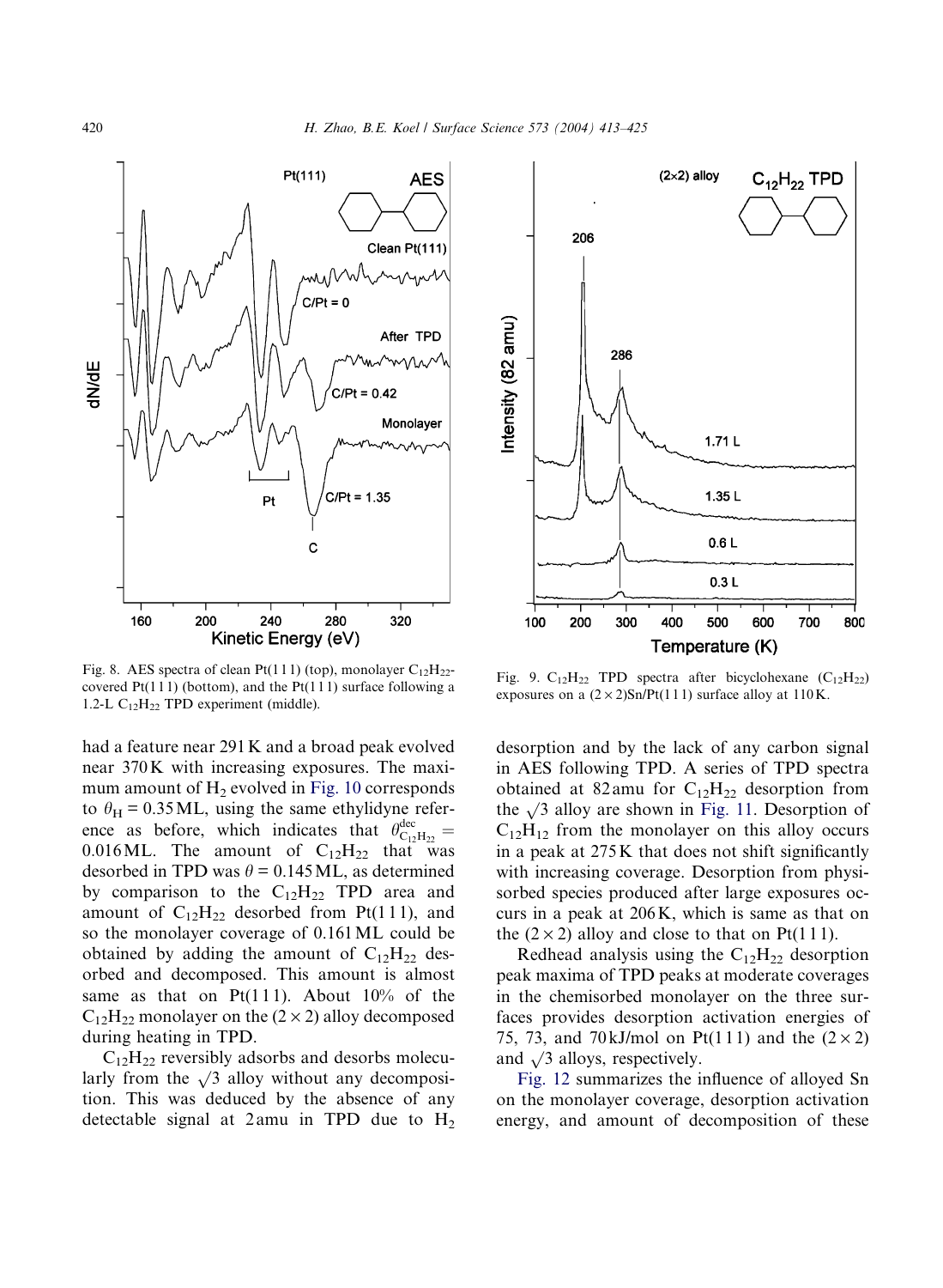Fig. 8. AES spectra of clean Pt(111) (top), monolayer $C_{12}H_{22}$-covered Pt(111) (bottom), and the Pt(111) surface following a 1.2-L $C_{12}H_{22}$ TPD experiment (middle).

Fig. 9. $C_{12}H_{22}$ TPD spectra after bicyclohexane ($C_{12}H_{22}$) exposures on a $(2\times2)$Sn/Pt(111) surface alloy at 110 K.

had a feature near 291 K and a broad peak evolved near 370 K with increasing exposures. The maximum amount of $H_2$ evolved in Fig. 10 corresponds to $\theta_H = 0.35$ ML, using the same ethylidyne reference as before, which indicates that $\theta^{dec}_{C_{12}H_{22}} = 0.016$ ML. The amount of $C_{12}H_{22}$ that was desorbed in TPD was $\theta = 0.145$ ML, as determined by comparison to the $C_{12}H_{22}$ TPD area and amount of $C_{12}H_{22}$ desorbed from Pt(111), and so the monolayer coverage of 0.161 ML could be obtained by adding the amount of $C_{12}H_{22}$ desorbed and decomposed. This amount is almost same as that on Pt(111). About 10% of the $C_{12}H_{22}$ monolayer on the $(2\times2)$ alloy decomposed during heating in TPD.

$C_{12}H_{22}$ reversibly adsorbs and desorbs molecularly from the $\sqrt{3}$ alloy without any decomposition. This was deduced by the absence of any detectable signal at 2 amu in TPD due to $H_2$ desorption and by the lack of any carbon signal in AES following TPD. A series of TPD spectra obtained at 82 amu for $C_{12}H_{22}$ desorption from the $\sqrt{3}$ alloy are shown in Fig. 11. Desorption of $C_{12}H_{12}$ from the monolayer on this alloy occurs in a peak at 275 K that does not shift significantly with increasing coverage. Desorption from physisorbed species produced after large exposures occurs in a peak at 206 K, which is same as that on the $(2\times2)$ alloy and close to that on Pt(111).

Redhead analysis using the $C_{12}H_{22}$ desorption peak maxima of TPD peaks at moderate coverages in the chemisorbed monolayer on the three surfaces provides desorption activation energies of 75, 73, and 70 kJ/mol on Pt(111) and the $(2\times2)$ and $\sqrt{3}$ alloys, respectively.

Fig. 12 summarizes the influence of alloyed Sn on the monolayer coverage, desorption activation energy, and amount of decomposition of these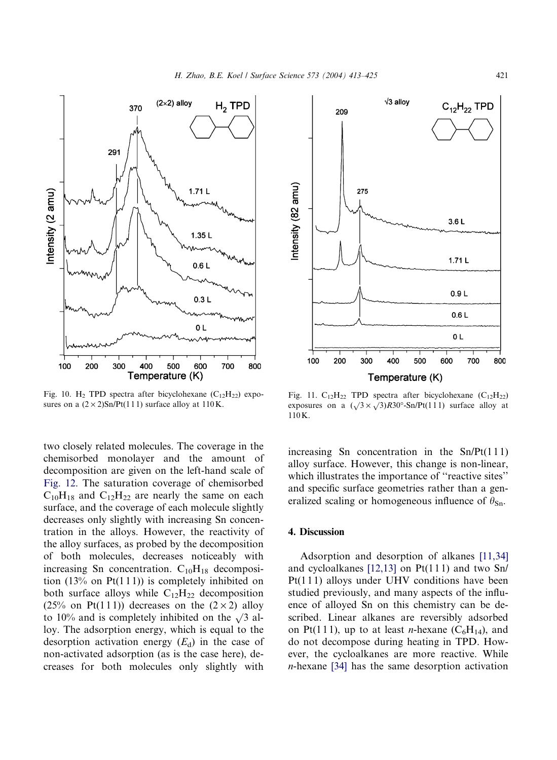Fig. 10. $H_2$ TPD spectra after bicyclohexane ($C_{12}H_{22}$) exposures on a $(2 \times 2)$Sn/Pt(111) surface alloy at 110 K.

Fig. 11. $C_{12}H_{22}$ TPD spectra after bicyclohexane ($C_{12}H_{22}$) exposures on a $(\sqrt{3} \times \sqrt{3})R30°$-Sn/Pt(111) surface alloy at 110 K.

two closely related molecules. The coverage in the chemisorbed monolayer and the amount of decomposition are given on the left-hand scale of Fig. 12. The saturation coverage of chemisorbed $C_{10}H_{18}$ and $C_{12}H_{22}$ are nearly the same on each surface, and the coverage of each molecule slightly decreases only slightly with increasing Sn concentration in the alloys. However, the reactivity of the alloy surfaces, as probed by the decomposition of both molecules, decreases noticeably with increasing Sn concentration. $C_{10}H_{18}$ decomposition (13% on Pt(111)) is completely inhibited on both surface alloys while $C_{12}H_{22}$ decomposition (25% on Pt(111)) decreases on the $(2 \times 2)$ alloy to 10% and is completely inhibited on the $\sqrt{3}$ alloy. The adsorption energy, which is equal to the desorption activation energy ($E_d$) in the case of non-activated adsorption (as is the case here), decreases for both molecules only slightly with increasing Sn concentration in the Sn/Pt(111) alloy surface. However, this change is non-linear, which illustrates the importance of "reactive sites" and specific surface geometries rather than a generalized scaling or homogeneous influence of $\theta_{Sn}$.

## 4. Discussion

Adsorption and desorption of alkanes [11,34] and cycloalkanes [12,13] on Pt(111) and two Sn/Pt(111) alloys under UHV conditions have been studied previously, and many aspects of the influence of alloyed Sn on this chemistry can be described. Linear alkanes are reversibly adsorbed on Pt(111), up to at least *n*-hexane ($C_6H_{14}$), and do not decompose during heating in TPD. However, the cycloalkanes are more reactive. While *n*-hexane [34] has the same desorption activation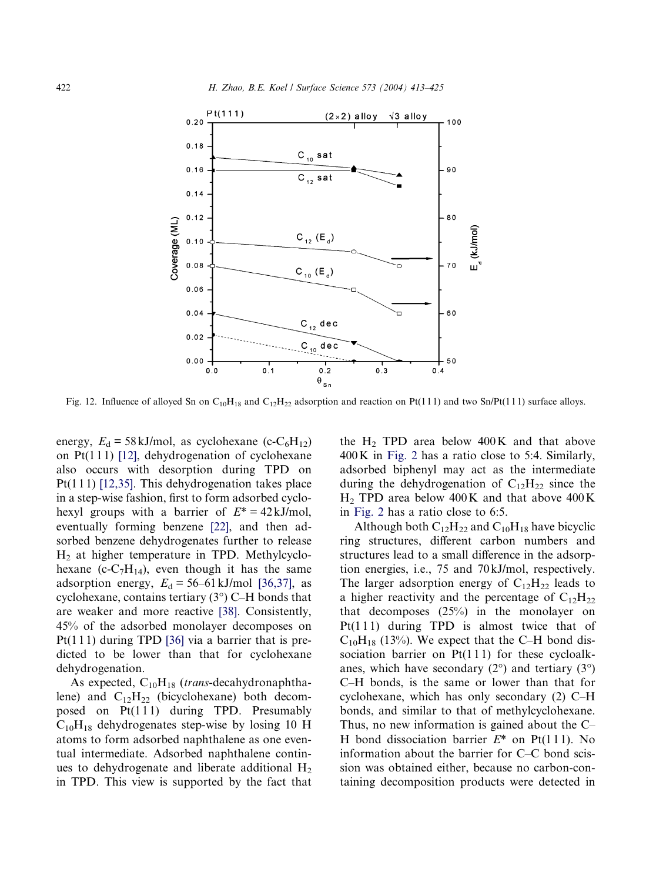Fig. 12. Influence of alloyed Sn on $C_{10}H_{18}$ and $C_{12}H_{22}$ adsorption and reaction on Pt(111) and two Sn/Pt(111) surface alloys.

energy, $E_d = 58$ kJ/mol, as cyclohexane (c-$C_6H_{12}$) on Pt(111) [12], dehydrogenation of cyclohexane also occurs with desorption during TPD on Pt(111) [12,35]. This dehydrogenation takes place in a step-wise fashion, first to form adsorbed cyclohexyl groups with a barrier of $E^* = 42$ kJ/mol, eventually forming benzene [22], and then adsorbed benzene dehydrogenates further to release $H_2$ at higher temperature in TPD. Methylcyclohexane (c-$C_7H_{14}$), even though it has the same adsorption energy, $E_d = 56$–$61$ kJ/mol [36,37], as cyclohexane, contains tertiary (3°) C–H bonds that are weaker and more reactive [38]. Consistently, 45% of the adsorbed monolayer decomposes on Pt(111) during TPD [36] via a barrier that is predicted to be lower than that for cyclohexane dehydrogenation.

As expected, $C_{10}H_{18}$ (*trans*-decahydronaphthalene) and $C_{12}H_{22}$ (bicyclohexane) both decomposed on Pt(111) during TPD. Presumably $C_{10}H_{18}$ dehydrogenates step-wise by losing 10 H atoms to form adsorbed naphthalene as one eventual intermediate. Adsorbed naphthalene continues to dehydrogenate and liberate additional $H_2$ in TPD. This view is supported by the fact that the $H_2$ TPD area below 400 K and that above 400 K in Fig. 2 has a ratio close to 5:4. Similarly, adsorbed biphenyl may act as the intermediate during the dehydrogenation of $C_{12}H_{22}$ since the $H_2$ TPD area below 400 K and that above 400 K in Fig. 2 has a ratio close to 6:5.

Although both $C_{12}H_{22}$ and $C_{10}H_{18}$ have bicyclic ring structures, different carbon numbers and structures lead to a small difference in the adsorption energies, i.e., 75 and 70 kJ/mol, respectively. The larger adsorption energy of $C_{12}H_{22}$ leads to a higher reactivity and the percentage of $C_{12}H_{22}$ that decomposes (25%) in the monolayer on Pt(111) during TPD is almost twice that of $C_{10}H_{18}$ (13%). We expect that the C–H bond dissociation barrier on Pt(111) for these cycloalkanes, which have secondary (2°) and tertiary (3°) C–H bonds, is the same or lower than that for cyclohexane, which has only secondary (2) C–H bonds, and similar to that of methylcyclohexane. Thus, no new information is gained about the C–H bond dissociation barrier $E^*$ on Pt(111). No information about the barrier for C–C bond scission was obtained either, because no carbon-containing decomposition products were detected in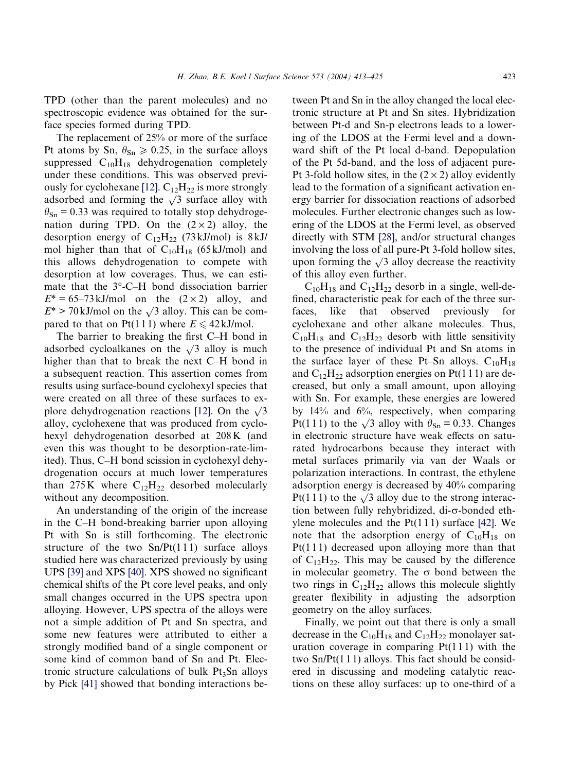TPD (other than the parent molecules) and no spectroscopic evidence was obtained for the surface species formed during TPD.

The replacement of 25% or more of the surface Pt atoms by Sn, $\theta_{Sn} \geqslant 0.25$, in the surface alloys suppressed $C_{10}H_{18}$ dehydrogenation completely under these conditions. This was observed previously for cyclohexane [12]. $C_{12}H_{22}$ is more strongly adsorbed and forming the $\sqrt{3}$ surface alloy with $\theta_{Sn} = 0.33$ was required to totally stop dehydrogenation during TPD. On the $(2 \times 2)$ alloy, the desorption energy of $C_{12}H_{22}$ (73 kJ/mol) is 8 kJ/mol higher than that of $C_{10}H_{18}$ (65 kJ/mol) and this allows dehydrogenation to compete with desorption at low coverages. Thus, we can estimate that the 3°-C–H bond dissociation barrier $E^* = 65$–$73$ kJ/mol on the $(2 \times 2)$ alloy, and $E^* > 70$ kJ/mol on the $\sqrt{3}$ alloy. This can be compared to that on Pt(1 1 1) where $E \leqslant 42$ kJ/mol.

The barrier to breaking the first C–H bond in adsorbed cycloalkanes on the $\sqrt{3}$ alloy is much higher than that to break the next C–H bond in a subsequent reaction. This assertion comes from results using surface-bound cyclohexyl species that were created on all three of these surfaces to explore dehydrogenation reactions [12]. On the $\sqrt{3}$ alloy, cyclohexene that was produced from cyclohexyl dehydrogenation desorbed at 208 K (and even this was thought to be desorption-rate-limited). Thus, C–H bond scission in cyclohexyl dehydrogenation occurs at much lower temperatures than 275 K where $C_{12}H_{22}$ desorbed molecularly without any decomposition.

An understanding of the origin of the increase in the C–H bond-breaking barrier upon alloying Pt with Sn is still forthcoming. The electronic structure of the two Sn/Pt(1 1 1) surface alloys studied here was characterized previously by using UPS [39] and XPS [40]. XPS showed no significant chemical shifts of the Pt core level peaks, and only small changes occurred in the UPS spectra upon alloying. However, UPS spectra of the alloys were not a simple addition of Pt and Sn spectra, and some new features were attributed to either a strongly modified band of a single component or some kind of common band of Sn and Pt. Electronic structure calculations of bulk $Pt_3Sn$ alloys by Pick [41] showed that bonding interactions between Pt and Sn in the alloy changed the local electronic structure at Pt and Sn sites. Hybridization between Pt-d and Sn-p electrons leads to a lowering of the LDOS at the Fermi level and a downward shift of the Pt local d-band. Depopulation of the Pt 5d-band, and the loss of adjacent pure-Pt 3-fold hollow sites, in the $(2 \times 2)$ alloy evidently lead to the formation of a significant activation energy barrier for dissociation reactions of adsorbed molecules. Further electronic changes such as lowering of the LDOS at the Fermi level, as observed directly with STM [28], and/or structural changes involving the loss of all pure-Pt 3-fold hollow sites, upon forming the $\sqrt{3}$ alloy decrease the reactivity of this alloy even further.

$C_{10}H_{18}$ and $C_{12}H_{22}$ desorb in a single, well-defined, characteristic peak for each of the three surfaces, like that observed previously for cyclohexane and other alkane molecules. Thus, $C_{10}H_{18}$ and $C_{12}H_{22}$ desorb with little sensitivity to the presence of individual Pt and Sn atoms in the surface layer of these Pt–Sn alloys. $C_{10}H_{18}$ and $C_{12}H_{22}$ adsorption energies on Pt(1 1 1) are decreased, but only a small amount, upon alloying with Sn. For example, these energies are lowered by 14% and 6%, respectively, when comparing Pt(1 1 1) to the $\sqrt{3}$ alloy with $\theta_{Sn} = 0.33$. Changes in electronic structure have weak effects on saturated hydrocarbons because they interact with metal surfaces primarily via van der Waals or polarization interactions. In contrast, the ethylene adsorption energy is decreased by 40% comparing Pt(1 1 1) to the $\sqrt{3}$ alloy due to the strong interaction between fully rehybridized, di-σ-bonded ethylene molecules and the Pt(1 1 1) surface [42]. We note that the adsorption energy of $C_{10}H_{18}$ on Pt(1 1 1) decreased upon alloying more than that of $C_{12}H_{22}$. This may be caused by the difference in molecular geometry. The σ bond between the two rings in $C_{12}H_{22}$ allows this molecule slightly greater flexibility in adjusting the adsorption geometry on the alloy surfaces.

Finally, we point out that there is only a small decrease in the $C_{10}H_{18}$ and $C_{12}H_{22}$ monolayer saturation coverage in comparing Pt(1 1 1) with the two Sn/Pt(1 1 1) alloys. This fact should be considered in discussing and modeling catalytic reactions on these alloy surfaces: up to one-third of a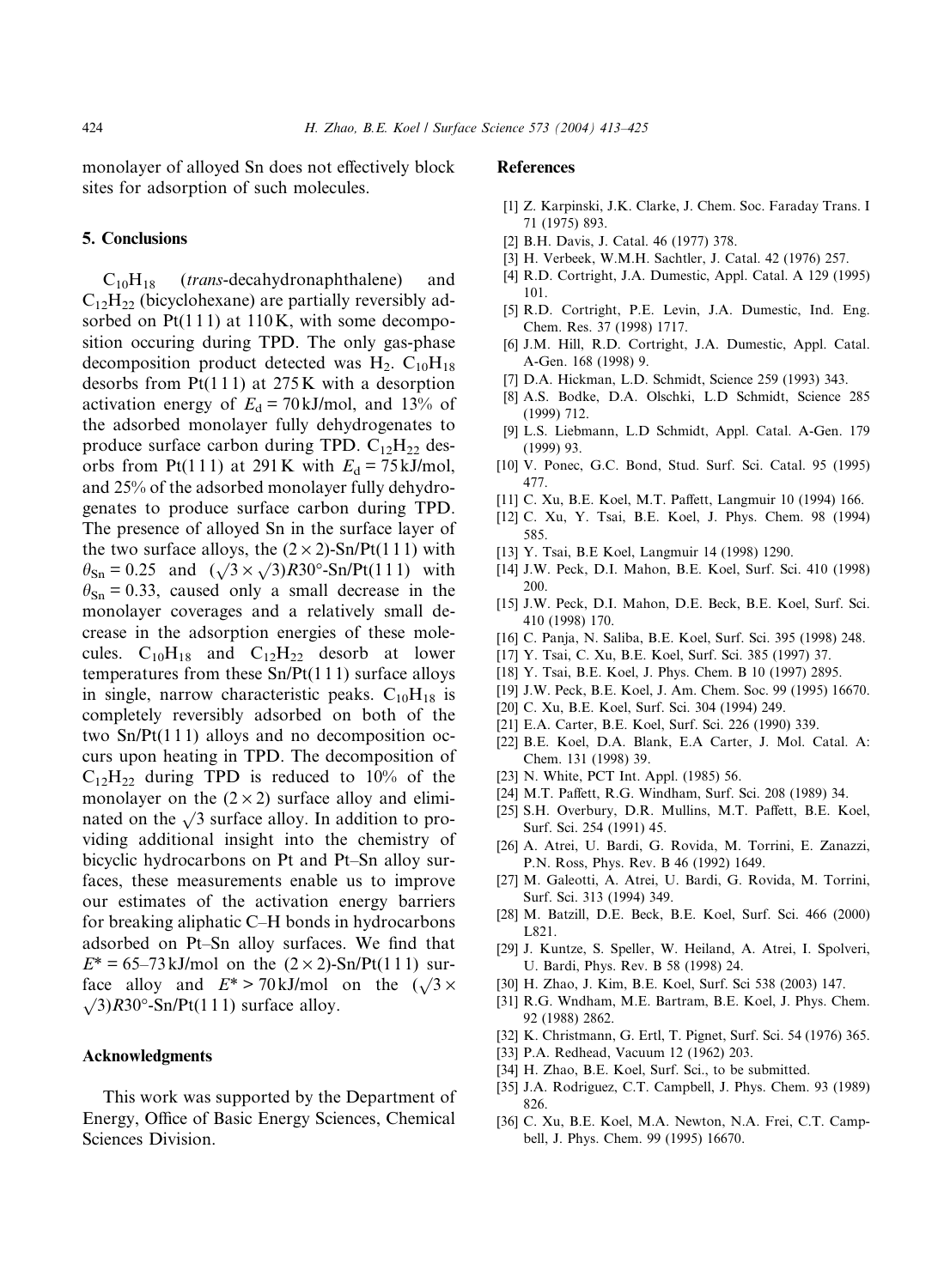monolayer of alloyed Sn does not effectively block sites for adsorption of such molecules.

## 5. Conclusions

$C_{10}H_{18}$ (*trans*-decahydronaphthalene) and $C_{12}H_{22}$ (bicyclohexane) are partially reversibly adsorbed on Pt(111) at 110 K, with some decomposition occuring during TPD. The only gas-phase decomposition product detected was $H_2$. $C_{10}H_{18}$ desorbs from Pt(111) at 275 K with a desorption activation energy of $E_d = 70$ kJ/mol, and 13% of the adsorbed monolayer fully dehydrogenates to produce surface carbon during TPD. $C_{12}H_{22}$ desorbs from Pt(111) at 291 K with $E_d = 75$ kJ/mol, and 25% of the adsorbed monolayer fully dehydrogenates to produce surface carbon during TPD. The presence of alloyed Sn in the surface layer of the two surface alloys, the $(2\times2)$-Sn/Pt(111) with $\theta_{Sn} = 0.25$ and $(\sqrt{3}\times\sqrt{3})R30°$-Sn/Pt(111) with $\theta_{Sn} = 0.33$, caused only a small decrease in the monolayer coverages and a relatively small decrease in the adsorption energies of these molecules. $C_{10}H_{18}$ and $C_{12}H_{22}$ desorb at lower temperatures from these Sn/Pt(111) surface alloys in single, narrow characteristic peaks. $C_{10}H_{18}$ is completely reversibly adsorbed on both of the two Sn/Pt(111) alloys and no decomposition occurs upon heating in TPD. The decomposition of $C_{12}H_{22}$ during TPD is reduced to 10% of the monolayer on the $(2\times2)$ surface alloy and eliminated on the $\sqrt{3}$ surface alloy. In addition to providing additional insight into the chemistry of bicyclic hydrocarbons on Pt and Pt–Sn alloy surfaces, these measurements enable us to improve our estimates of the activation energy barriers for breaking aliphatic C–H bonds in hydrocarbons adsorbed on Pt–Sn alloy surfaces. We find that $E^* = 65$–$73$ kJ/mol on the $(2\times2)$-Sn/Pt(111) surface alloy and $E^* > 70$ kJ/mol on the $(\sqrt{3}\times\sqrt{3})R30°$-Sn/Pt(111) surface alloy.

## Acknowledgments

This work was supported by the Department of Energy, Office of Basic Energy Sciences, Chemical Sciences Division.

## References

[1] Z. Karpinski, J.K. Clarke, J. Chem. Soc. Faraday Trans. I 71 (1975) 893.
[2] B.H. Davis, J. Catal. 46 (1977) 378.
[3] H. Verbeek, W.M.H. Sachtler, J. Catal. 42 (1976) 257.
[4] R.D. Cortright, J.A. Dumestic, Appl. Catal. A 129 (1995) 101.
[5] R.D. Cortright, P.E. Levin, J.A. Dumestic, Ind. Eng. Chem. Res. 37 (1998) 1717.
[6] J.M. Hill, R.D. Cortright, J.A. Dumestic, Appl. Catal. A-Gen. 168 (1998) 9.
[7] D.A. Hickman, L.D. Schmidt, Science 259 (1993) 343.
[8] A.S. Bodke, D.A. Olschki, L.D Schmidt, Science 285 (1999) 712.
[9] L.S. Liebmann, L.D Schmidt, Appl. Catal. A-Gen. 179 (1999) 93.
[10] V. Ponec, G.C. Bond, Stud. Surf. Sci. Catal. 95 (1995) 477.
[11] C. Xu, B.E. Koel, M.T. Paffett, Langmuir 10 (1994) 166.
[12] C. Xu, Y. Tsai, B.E. Koel, J. Phys. Chem. 98 (1994) 585.
[13] Y. Tsai, B.E Koel, Langmuir 14 (1998) 1290.
[14] J.W. Peck, D.I. Mahon, B.E. Koel, Surf. Sci. 410 (1998) 200.
[15] J.W. Peck, D.I. Mahon, D.E. Beck, B.E. Koel, Surf. Sci. 410 (1998) 170.
[16] C. Panja, N. Saliba, B.E. Koel, Surf. Sci. 395 (1998) 248.
[17] Y. Tsai, C. Xu, B.E. Koel, Surf. Sci. 385 (1997) 37.
[18] Y. Tsai, B.E. Koel, J. Phys. Chem. B 10 (1997) 2895.
[19] J.W. Peck, B.E. Koel, J. Am. Chem. Soc. 99 (1995) 16670.
[20] C. Xu, B.E. Koel, Surf. Sci. 304 (1994) 249.
[21] E.A. Carter, B.E. Koel, Surf. Sci. 226 (1990) 339.
[22] B.E. Koel, D.A. Blank, E.A Carter, J. Mol. Catal. A: Chem. 131 (1998) 39.
[23] N. White, PCT Int. Appl. (1985) 56.
[24] M.T. Paffett, R.G. Windham, Surf. Sci. 208 (1989) 34.
[25] S.H. Overbury, D.R. Mullins, M.T. Paffett, B.E. Koel, Surf. Sci. 254 (1991) 45.
[26] A. Atrei, U. Bardi, G. Rovida, M. Torrini, E. Zanazzi, P.N. Ross, Phys. Rev. B 46 (1992) 1649.
[27] M. Galeotti, A. Atrei, U. Bardi, G. Rovida, M. Torrini, Surf. Sci. 313 (1994) 349.
[28] M. Batzill, D.E. Beck, B.E. Koel, Surf. Sci. 466 (2000) L821.
[29] J. Kuntze, S. Speller, W. Heiland, A. Atrei, I. Spolveri, U. Bardi, Phys. Rev. B 58 (1998) 24.
[30] H. Zhao, J. Kim, B.E. Koel, Surf Sci 538 (2003) 147.
[31] R.G. Wndham, M.E. Bartram, B.E. Koel, J. Phys. Chem. 92 (1988) 2862.
[32] K. Christmann, G. Ertl, T. Pignet, Surf. Sci. 54 (1976) 365.
[33] P.A. Redhead, Vacuum 12 (1962) 203.
[34] H. Zhao, B.E. Koel, Surf. Sci., to be submitted.
[35] J.A. Rodriguez, C.T. Campbell, J. Phys. Chem. 93 (1989) 826.
[36] C. Xu, B.E. Koel, M.A. Newton, N.A. Frei, C.T. Campbell, J. Phys. Chem. 99 (1995) 16670.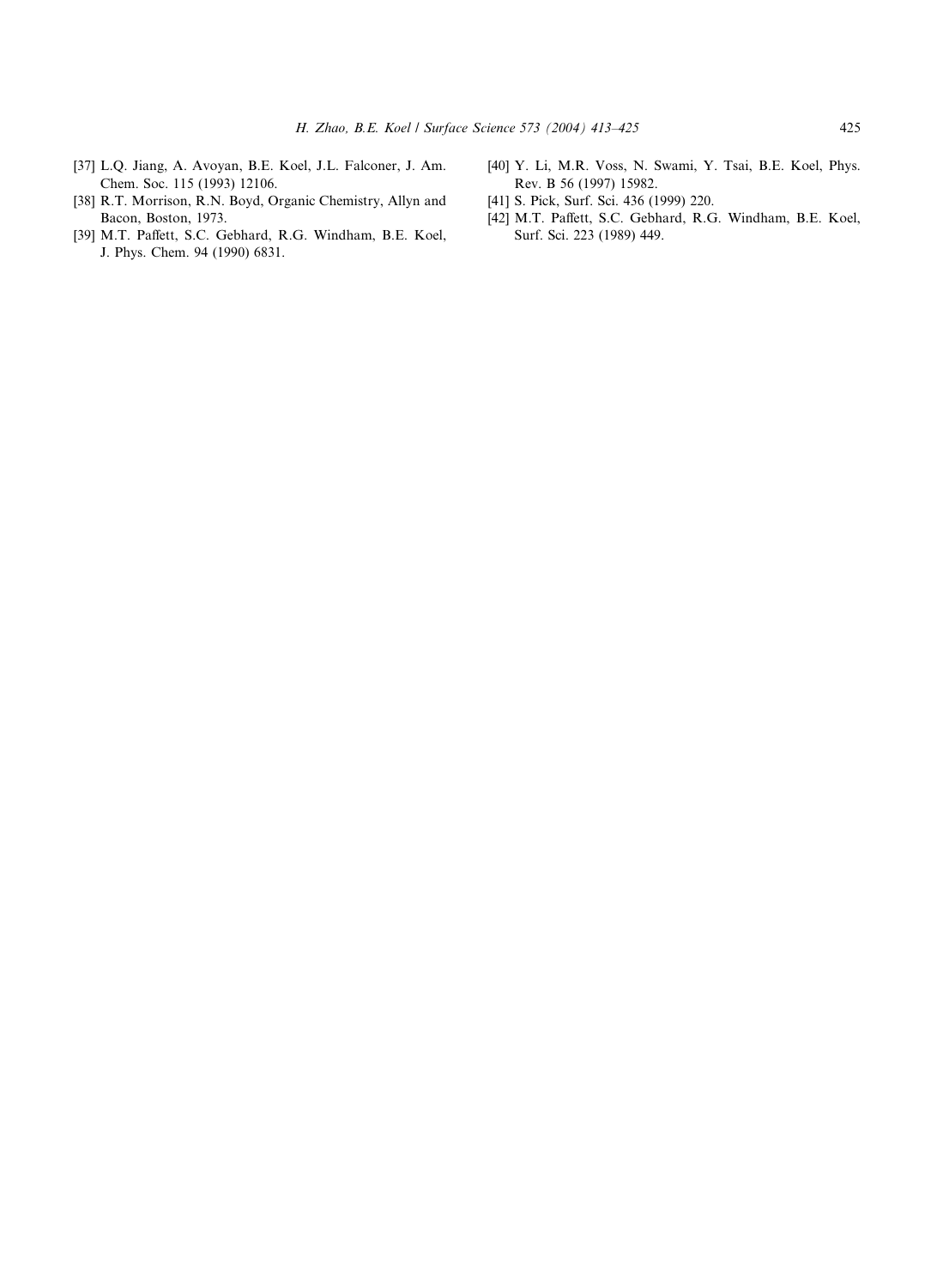[37] L.Q. Jiang, A. Avoyan, B.E. Koel, J.L. Falconer, J. Am. Chem. Soc. 115 (1993) 12106.

[38] R.T. Morrison, R.N. Boyd, Organic Chemistry, Allyn and Bacon, Boston, 1973.

[39] M.T. Paffett, S.C. Gebhard, R.G. Windham, B.E. Koel, J. Phys. Chem. 94 (1990) 6831.

[40] Y. Li, M.R. Voss, N. Swami, Y. Tsai, B.E. Koel, Phys. Rev. B 56 (1997) 15982.

[41] S. Pick, Surf. Sci. 436 (1999) 220.

[42] M.T. Paffett, S.C. Gebhard, R.G. Windham, B.E. Koel, Surf. Sci. 223 (1989) 449.